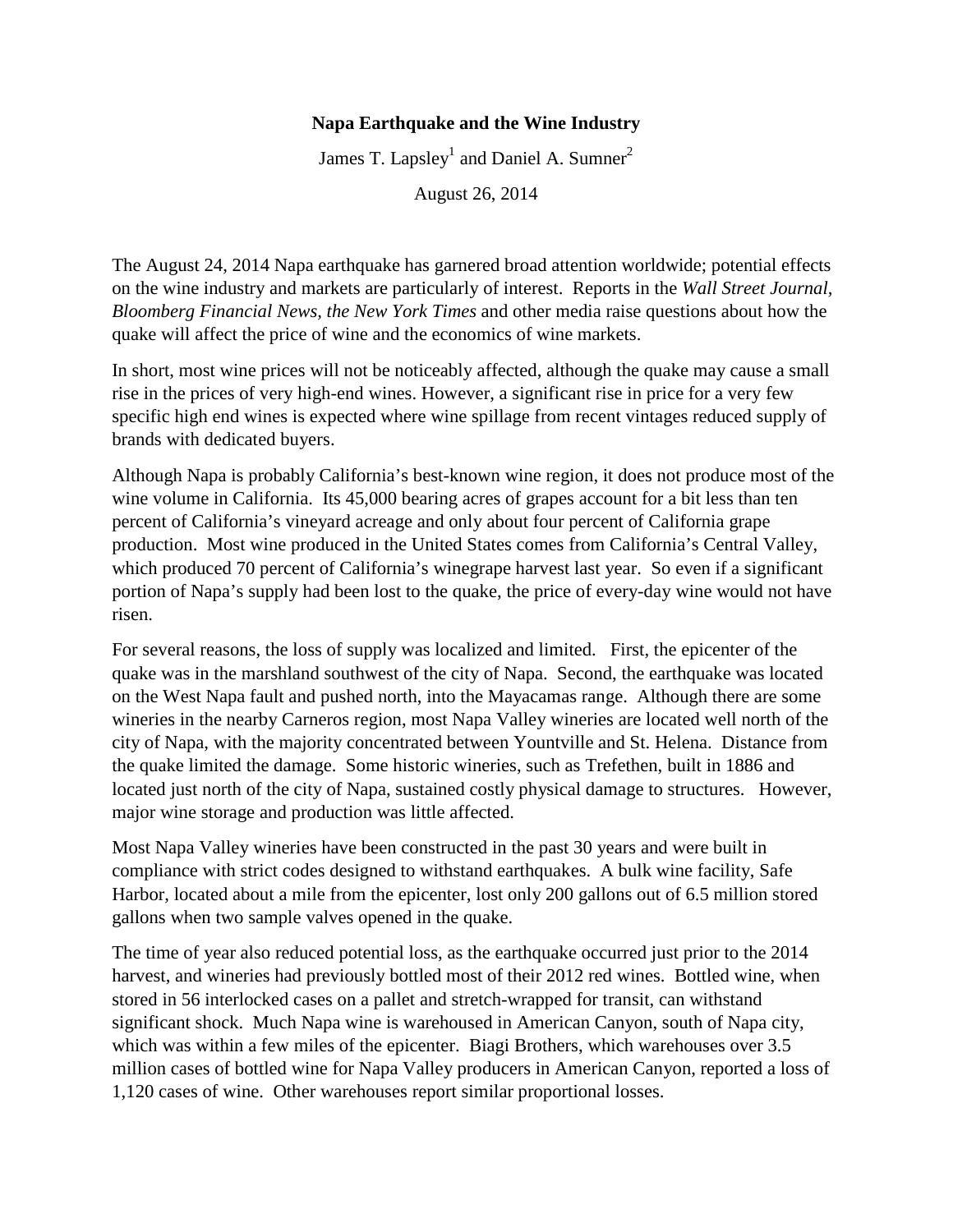# Napa Earthquake and the Wine Industry

James T. Lapsley[1] and Daniel A. Sumner[2]

August 26, 2014

The August 24, 2014 Napa earthquake has garnered broad attention worldwide; potential effects on the wine industry and markets are particularly of interest. Reports in the *Wall Street Journal, Bloomberg Financial News, the New York Times* and other media raise questions about how the quake will affect the price of wine and the economics of wine markets.

In short, most wine prices will not be noticeably affected, although the quake may cause a small rise in the prices of very high-end wines. However, a significant rise in price for a very few specific high end wines is expected where wine spillage from recent vintages reduced supply of brands with dedicated buyers.

Although Napa is probably California's best-known wine region, it does not produce most of the wine volume in California. Its 45,000 bearing acres of grapes account for a bit less than ten percent of California's vineyard acreage and only about four percent of California grape production. Most wine produced in the United States comes from California's Central Valley, which produced 70 percent of California's winegrape harvest last year. So even if a significant portion of Napa's supply had been lost to the quake, the price of every-day wine would not have risen.

For several reasons, the loss of supply was localized and limited. First, the epicenter of the quake was in the marshland southwest of the city of Napa. Second, the earthquake was located on the West Napa fault and pushed north, into the Mayacamas range. Although there are some wineries in the nearby Carneros region, most Napa Valley wineries are located well north of the city of Napa, with the majority concentrated between Yountville and St. Helena. Distance from the quake limited the damage. Some historic wineries, such as Trefethen, built in 1886 and located just north of the city of Napa, sustained costly physical damage to structures. However, major wine storage and production was little affected.

Most Napa Valley wineries have been constructed in the past 30 years and were built in compliance with strict codes designed to withstand earthquakes. A bulk wine facility, Safe Harbor, located about a mile from the epicenter, lost only 200 gallons out of 6.5 million stored gallons when two sample valves opened in the quake.

The time of year also reduced potential loss, as the earthquake occurred just prior to the 2014 harvest, and wineries had previously bottled most of their 2012 red wines. Bottled wine, when stored in 56 interlocked cases on a pallet and stretch-wrapped for transit, can withstand significant shock. Much Napa wine is warehoused in American Canyon, south of Napa city, which was within a few miles of the epicenter. Biagi Brothers, which warehouses over 3.5 million cases of bottled wine for Napa Valley producers in American Canyon, reported a loss of 1,120 cases of wine. Other warehouses report similar proportional losses.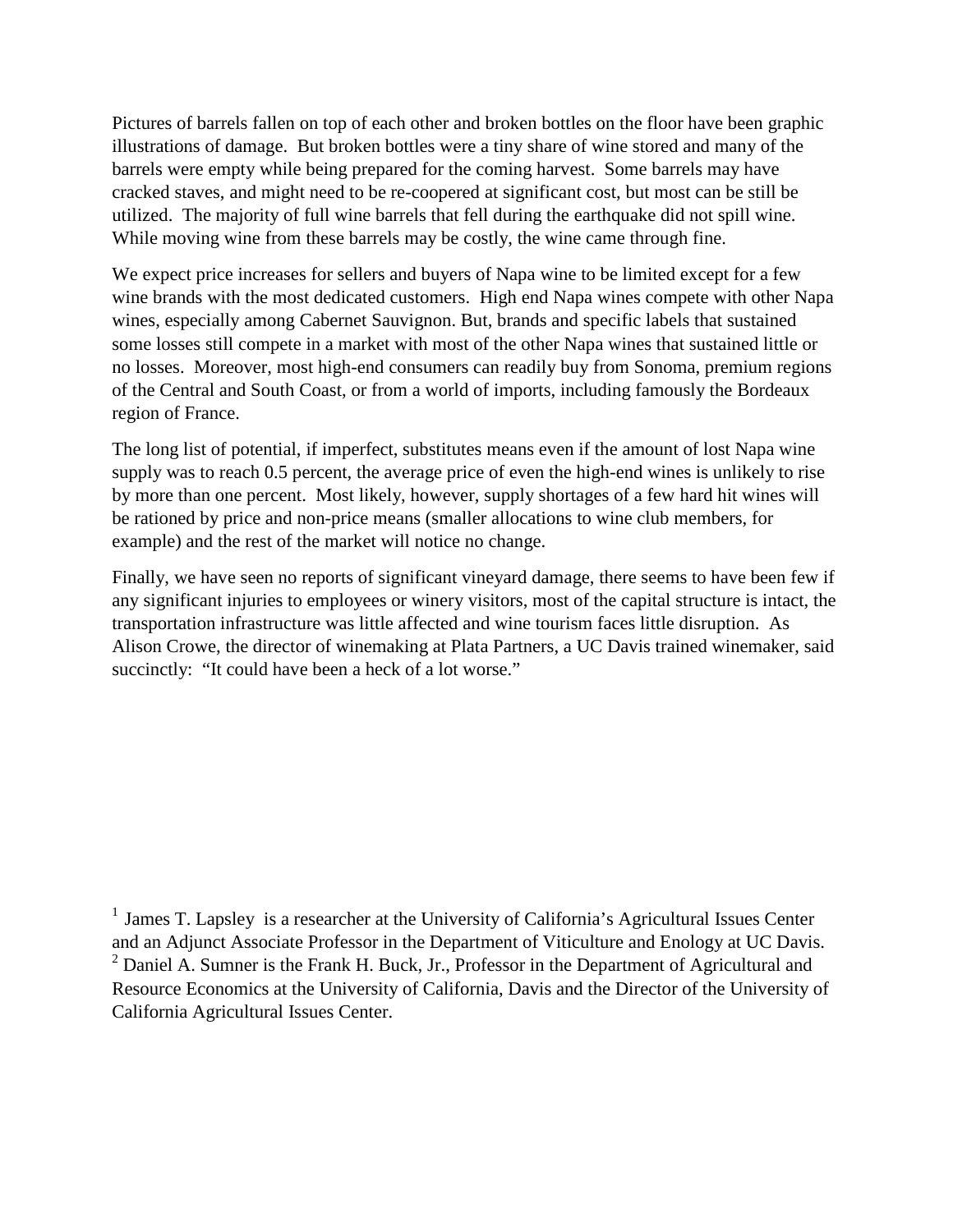Pictures of barrels fallen on top of each other and broken bottles on the floor have been graphic illustrations of damage. But broken bottles were a tiny share of wine stored and many of the barrels were empty while being prepared for the coming harvest. Some barrels may have cracked staves, and might need to be re-coopered at significant cost, but most can be still be utilized. The majority of full wine barrels that fell during the earthquake did not spill wine. While moving wine from these barrels may be costly, the wine came through fine.

We expect price increases for sellers and buyers of Napa wine to be limited except for a few wine brands with the most dedicated customers. High end Napa wines compete with other Napa wines, especially among Cabernet Sauvignon. But, brands and specific labels that sustained some losses still compete in a market with most of the other Napa wines that sustained little or no losses. Moreover, most high-end consumers can readily buy from Sonoma, premium regions of the Central and South Coast, or from a world of imports, including famously the Bordeaux region of France.

The long list of potential, if imperfect, substitutes means even if the amount of lost Napa wine supply was to reach 0.5 percent, the average price of even the high-end wines is unlikely to rise by more than one percent. Most likely, however, supply shortages of a few hard hit wines will be rationed by price and non-price means (smaller allocations to wine club members, for example) and the rest of the market will notice no change.

Finally, we have seen no reports of significant vineyard damage, there seems to have been few if any significant injuries to employees or winery visitors, most of the capital structure is intact, the transportation infrastructure was little affected and wine tourism faces little disruption. As Alison Crowe, the director of winemaking at Plata Partners, a UC Davis trained winemaker, said succinctly: "It could have been a heck of a lot worse."

[1] James T. Lapsley is a researcher at the University of California's Agricultural Issues Center and an Adjunct Associate Professor in the Department of Viticulture and Enology at UC Davis.

[2] Daniel A. Sumner is the Frank H. Buck, Jr., Professor in the Department of Agricultural and Resource Economics at the University of California, Davis and the Director of the University of California Agricultural Issues Center.